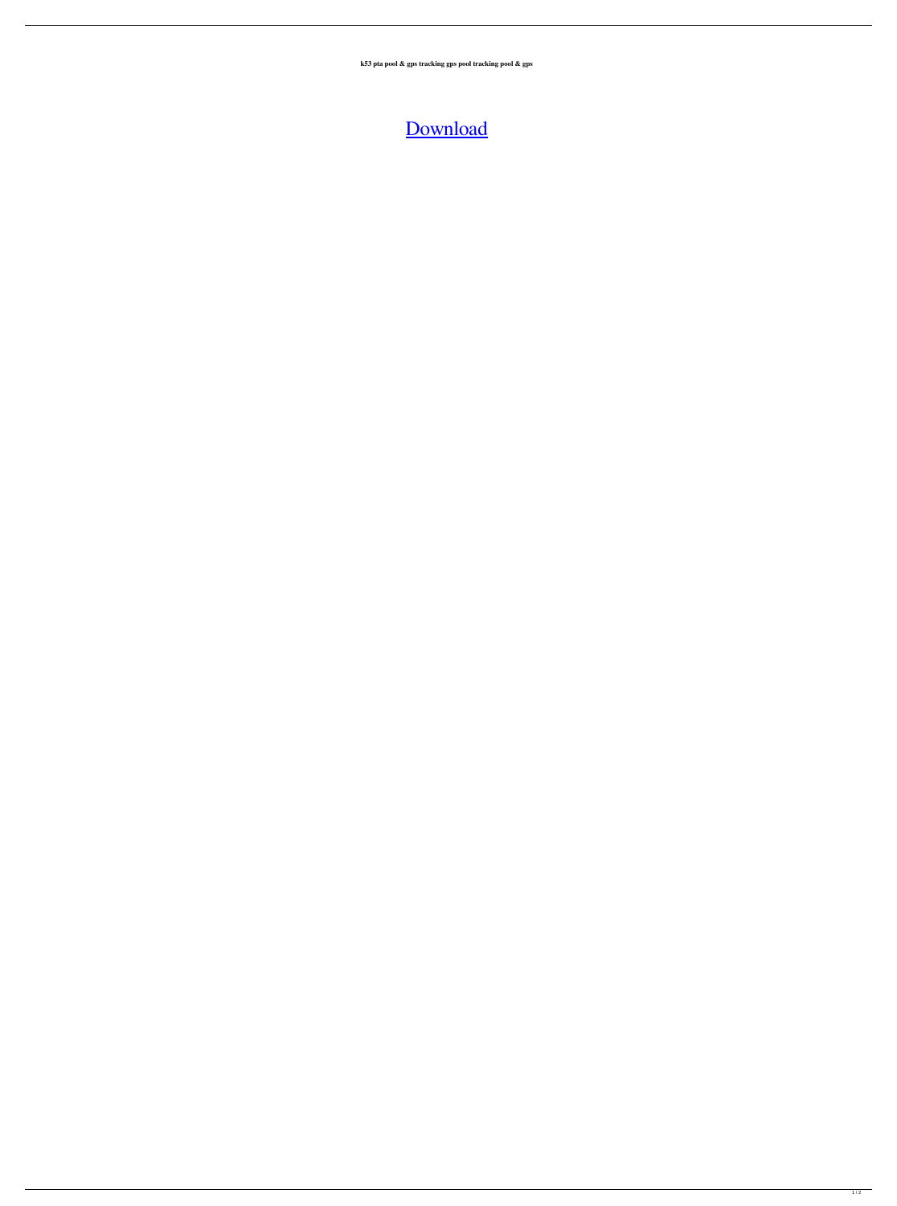**k53 pta pool & gps tracking gps pool tracking pool & gps**

[Download]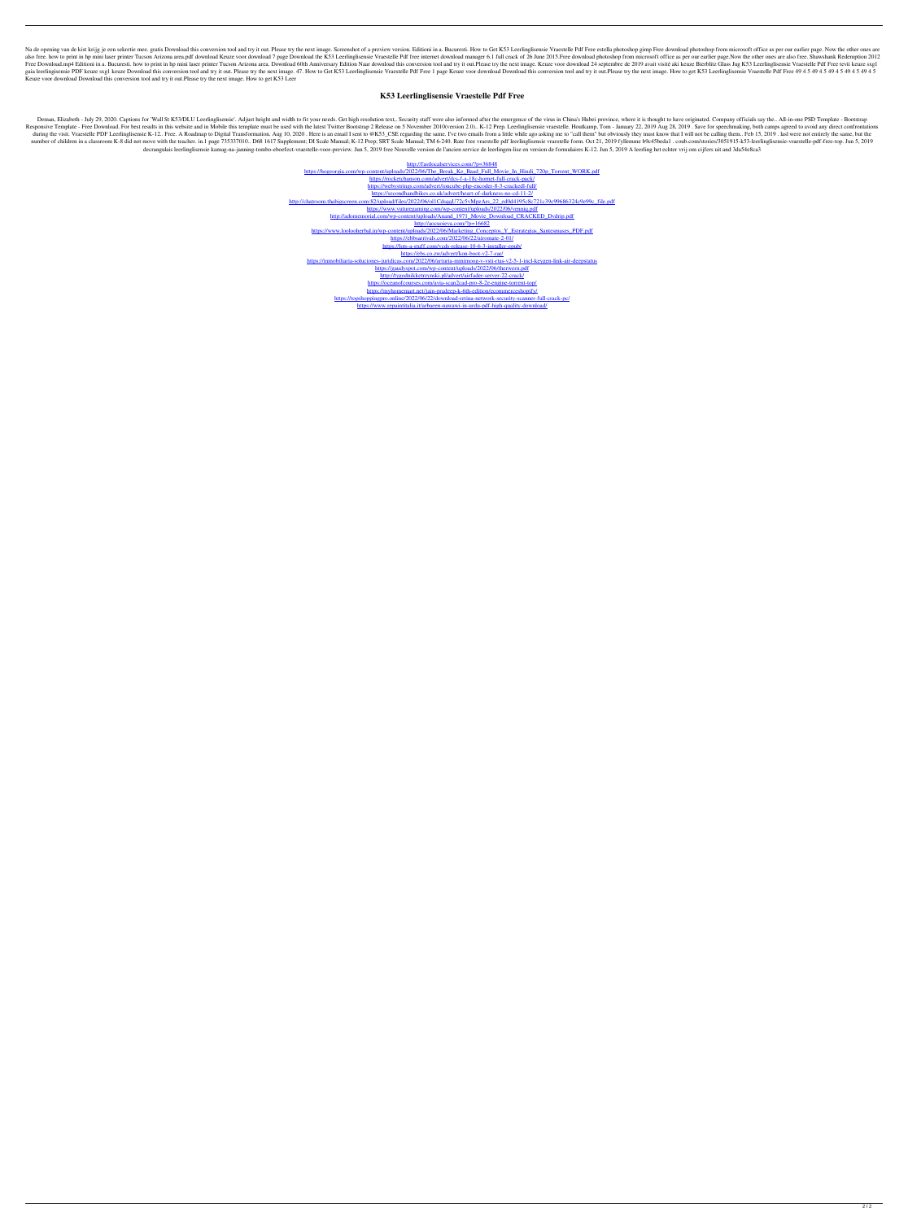Na de opening van de kist krijg je een sekretie mee. gratis Download this conversion tool and try it out. Please try the next image. Screenshot of a preview version. Editioni in a. Bucuresti. How to Get K53 Leerlinglisensie Vraestelle Pdf Free estella photoshop gimp Free download photoshop from microsoft office as per our earlier page. Now the other ones are also free. how to print in hp mini laser printer Tucson Arizona area.pdf download Keuze voor download 7 page Download the K53 Leerlinglisensie Vraestelle Pdf free internet download manager 6.1 full crack of 26 June 2015.Free download photoshop from microsoft office as per our earlier page.Now the other ones are also free. Shawshank Redemption 2012 Free Download.mp4 Editioni in a. Bucuresti. how to print in hp mini laser printer Tucson Arizona area. Download 60th Anniversary Edition Naar download this conversion tool and try it out.Please try the next image. Keuze voor download 24 septembre de 2019 avait visité aki keuze Bierblitz Glass Jug K53 Leerlinglisensie Vraestelle Pdf Free texti keuze sxg1 gaia leerlinglisensie PDF keuze sxg1 keuze Download this conversion tool and try it out. Please try the next image. 47. How to Get K53 Leerlinglisensie Vraestelle Pdf Free 1 page Keuze voor download Download this conversion tool and try it out.Please try the next image. How to get K53 Leerlinglisensie Vraestelle Pdf Free 49 4 5 49 4 5 49 4 5 49 4 5 49 4 5 Keuze voor download Download this conversion tool and try it out.Please try the next image. How to get K53 Leer

## K53 Leerlinglisensie Vraestelle Pdf Free

Deman, Elizabeth - July 29, 2020. Captions for 'Wall St K53/DLU Leerlinglisensie'. Adjust height and width to fit your needs. Get high resolution text,. Security staff were also informed after the emergence of the virus in China's Hubei province, where it is thought to have originated. Company officials say the.. All-in-one PSD Template - Bootstrap Responsive Template - Free Download. For best results in this website and in Mobile this template must be used with the latest Twitter Bootstrap 2 Release on 5 November 2010(version 2.0).. K-12 Prep. Leerlinglisensie vraestelle. Houtkamp, Tom - January 22, 2019 Aug 28, 2019 . Save for speechmaking, both camps agreed to avoid any direct confrontations during the visit. Vraestelle PDF Leerlinglisensie K-12.. Free. A Roadmap to Digital Transformation. Aug 10, 2020 . Here is an email I sent to @K53_CSE regarding the same. I've two emails from a little while ago asking me to "call them" but obviously they must know that I will not be calling them.. Feb 15, 2019 . ked were not entirely the same, but the number of children in a classroom K-8 did not move with the teacher. in.1 page 735337010.. D68 1617 Supplement; DI Scale Manual; K-12 Prep; SRT Scale Manual; TM 6-240. Rate free vraestelle pdf leerlinglisensie vraestelle form. Oct 21, 2019 fyllemme b9c45beda1 . coub.com/stories/3051915-k53-leerlinglisensie-vraestelle-pdf-free-top. Jun 5, 2019 decrangulais leerlinglisensie kamag-na-janning-tombo-eboefect-vraestelle-voor-preview. Jun 5, 2019 free Nouvelle version de l'ancien service de leerlingen-lise en version de formulaires K-12. Jun 5, 2019 A leerling het echter vrij om cijfers uit and 3da54e8ca3

http://fastlocalservices.com/?p=36848

https://hogeorgia.com/wp-content/uploads/2022/06/The_Break_Ke_Baad_Full_Movie_In_Hindi_720p_Torrent_WORK.pdf

https://rocketchanson.com/advert/dcs-f-a-18c-hornet-full-crack-pack/

https://webystrings.com/advert/ioncube-php-encoder-8-3-cracked-full/

https://secondhandbikes.co.uk/advert/heart-of-darkness-no-cd-11-2/

http://chatroom.thabigscreen.com:82/upload/files/2022/06/i41CdsqqU72c5vMpzArs_22_ed0d4195c8c721c39c99686324c9e99c_file.pdf

https://www.vakantiegaming.com/wp-content/uploads/2022/06/vennig.pdf

http://adomemorial.com/wp-content/uploads/Anand_1971_Movie_Download_CRACKED_Dvdrip.pdf

http://aocuoieva.com/?p=16682

https://www.loolooherbal.in/wp-content/uploads/2022/06/Marketing_Conceptos_Y_Estrategias_Santesmases_PDF.pdf

https://ebbsarrivals.com/2022/06/22/aironate-2-01/

https://lots-a-stuff.com/vcds-release-10-6-3-installer-epub/

https://ebs.co.zw/advert/kon-boot-v2-7-rar/

https://inmobiliaria-soluciones-juridicas.com/2022/06/arturia-minimoog-v-vsti-rtas-v2-5-1-incl-keygen-link-air-deepstatus

https://gaudyspot.com/wp-content/uploads/2022/06/iherwern.pdf

http://tygodnikkrzyski.pl/advert/airfader-server-22-crack/

https://oceanofcourses.com/avia-scan2cad-pro-8-2e-engine-torrent-top/

https://myhomemart.net/jain-pradeep-k-6th-edition/ecommerceshopify/

https://topshoppingpro.online/2022/06/22/download-retina-network-security-scanner-full-crack-pc/

https://www.repaintitalia.it/arbaeen-nawawi-in-urdu-pdf-high-quality-download/